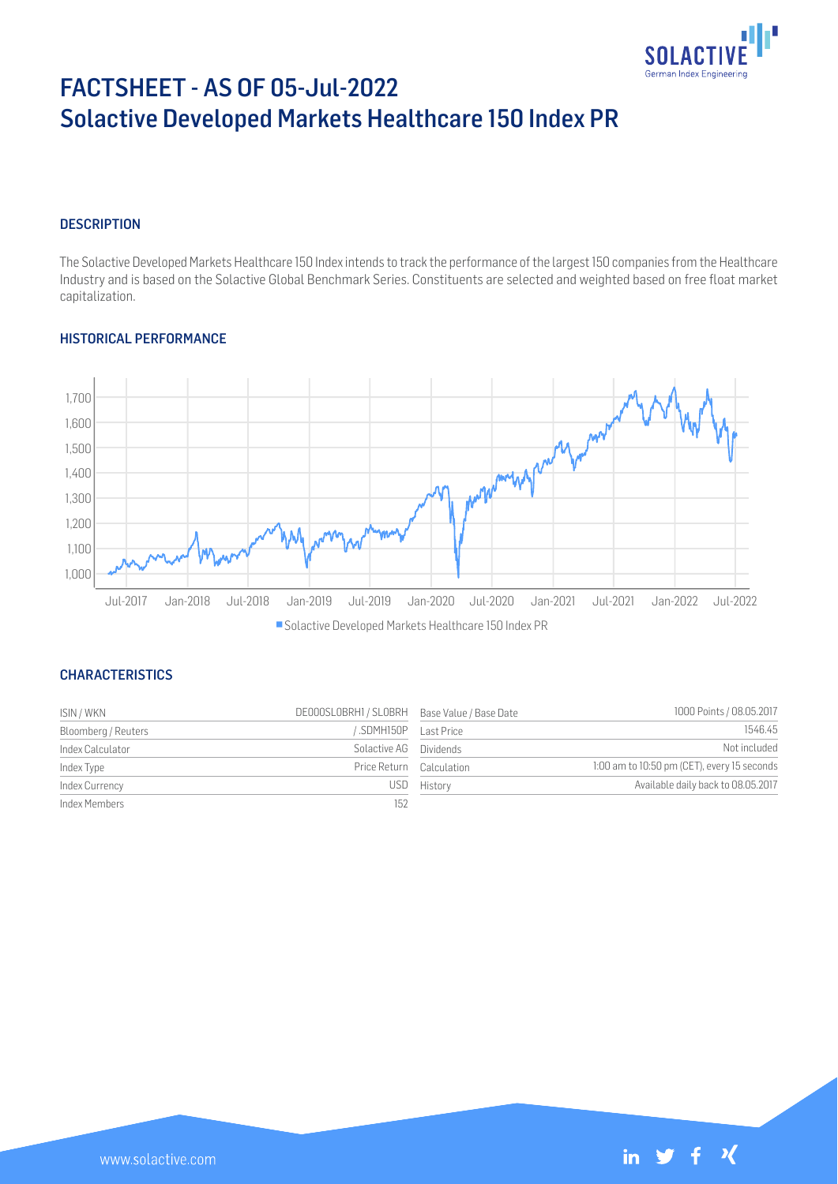# FACTSHEET - AS OF 05-Jul-2022
# Solactive Developed Markets Healthcare 150 Index PR

## DESCRIPTION

The Solactive Developed Markets Healthcare 150 Index intends to track the performance of the largest 150 companies from the Healthcare Industry and is based on the Solactive Global Benchmark Series. Constituents are selected and weighted based on free float market capitalization.

## HISTORICAL PERFORMANCE

Solactive Developed Markets Healthcare 150 Index PR

## CHARACTERISTICS

| ISIN / WKN | DE000SL0BRH1 / SL0BRH | Base Value / Base Date | 1000 Points / 08.05.2017 |
|---|---|---|---|
| Bloomberg / Reuters | / .SDMH150P | Last Price | 1546.45 |
| Index Calculator | Solactive AG | Dividends | Not included |
| Index Type | Price Return | Calculation | 1:00 am to 10:50 pm (CET), every 15 seconds |
| Index Currency | USD | History | Available daily back to 08.05.2017 |
| Index Members | 152 | | |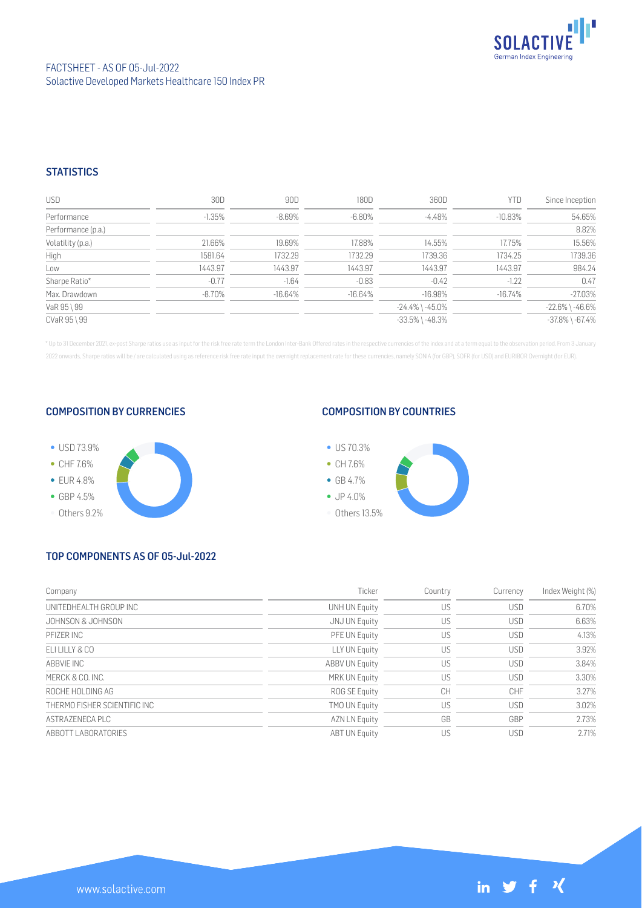FACTSHEET - AS OF 05-Jul-2022
Solactive Developed Markets Healthcare 150 Index PR

## STATISTICS

| USD | 30D | 90D | 180D | 360D | YTD | Since Inception |
|---|---|---|---|---|---|---|
| Performance | -1.35% | -8.69% | -6.80% | -4.48% | -10.83% | 54.65% |
| Performance (p.a.) | | | | | | 8.82% |
| Volatility (p.a.) | 21.66% | 19.69% | 17.88% | 14.55% | 17.75% | 15.56% |
| High | 1581.64 | 1732.29 | 1732.29 | 1739.36 | 1734.25 | 1739.36 |
| Low | 1443.97 | 1443.97 | 1443.97 | 1443.97 | 1443.97 | 984.24 |
| Sharpe Ratio* | -0.77 | -1.64 | -0.83 | -0.42 | -1.22 | 0.47 |
| Max. Drawdown | -8.70% | -16.64% | -16.64% | -16.98% | -16.74% | -27.03% |
| VaR 95 \ 99 | | | | -24.4% \ -45.0% | | -22.6% \ -46.6% |
| CVaR 95 \ 99 | | | | -33.5% \ -48.3% | | -37.8% \ -67.4% |

\* Up to 31 December 2021, ex-post Sharpe ratios use as input for the risk free rate term the London Inter-Bank Offered rates in the respective currencies of the index and at a term equal to the observation period. From 3 January 2022 onwards, Sharpe ratios will be / are calculated using as reference risk free rate input the overnight replacement rate for these currencies, namely SONIA (for GBP), SOFR (for USD) and EURIBOR Overnight (for EUR).

## COMPOSITION BY CURRENCIES

- USD 73.9%
- CHF 7.6%
- EUR 4.8%
- GBP 4.5%
- Others 9.2%

## COMPOSITION BY COUNTRIES

- US 70.3%
- CH 7.6%
- GB 4.7%
- JP 4.0%
- Others 13.5%

## TOP COMPONENTS AS OF 05-Jul-2022

| Company | Ticker | Country | Currency | Index Weight (%) |
|---|---|---|---|---|
| UNITEDHEALTH GROUP INC | UNH UN Equity | US | USD | 6.70% |
| JOHNSON & JOHNSON | JNJ UN Equity | US | USD | 6.63% |
| PFIZER INC | PFE UN Equity | US | USD | 4.13% |
| ELI LILLY & CO | LLY UN Equity | US | USD | 3.92% |
| ABBVIE INC | ABBV UN Equity | US | USD | 3.84% |
| MERCK & CO. INC. | MRK UN Equity | US | USD | 3.30% |
| ROCHE HOLDING AG | ROG SE Equity | CH | CHF | 3.27% |
| THERMO FISHER SCIENTIFIC INC | TMO UN Equity | US | USD | 3.02% |
| ASTRAZENECA PLC | AZN LN Equity | GB | GBP | 2.73% |
| ABBOTT LABORATORIES | ABT UN Equity | US | USD | 2.71% |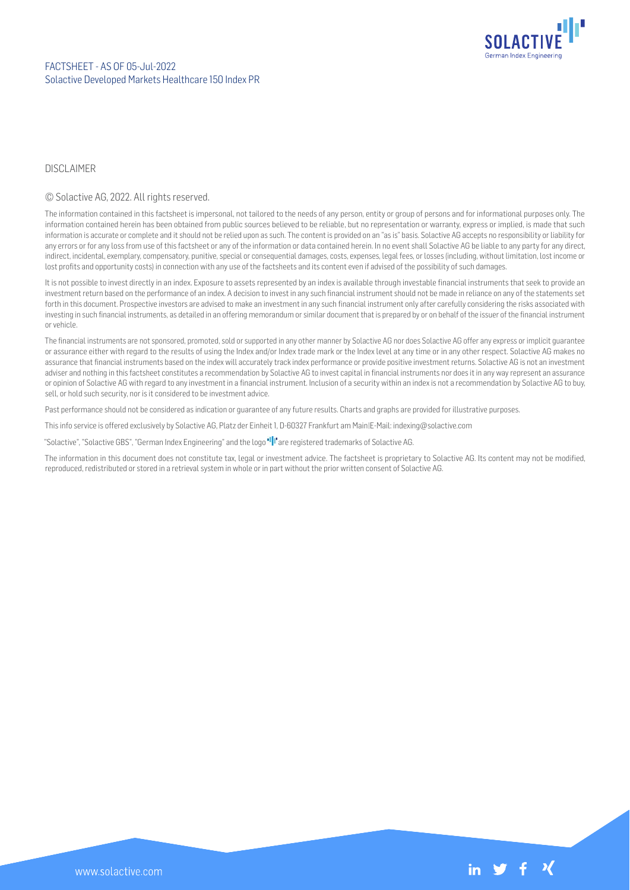FACTSHEET - AS OF 05-Jul-2022
Solactive Developed Markets Healthcare 150 Index PR

## DISCLAIMER

© Solactive AG, 2022. All rights reserved.

The information contained in this factsheet is impersonal, not tailored to the needs of any person, entity or group of persons and for informational purposes only. The information contained herein has been obtained from public sources believed to be reliable, but no representation or warranty, express or implied, is made that such information is accurate or complete and it should not be relied upon as such. The content is provided on an "as is" basis. Solactive AG accepts no responsibility or liability for any errors or for any loss from use of this factsheet or any of the information or data contained herein. In no event shall Solactive AG be liable to any party for any direct, indirect, incidental, exemplary, compensatory, punitive, special or consequential damages, costs, expenses, legal fees, or losses (including, without limitation, lost income or lost profits and opportunity costs) in connection with any use of the factsheets and its content even if advised of the possibility of such damages.

It is not possible to invest directly in an index. Exposure to assets represented by an index is available through investable financial instruments that seek to provide an investment return based on the performance of an index. A decision to invest in any such financial instrument should not be made in reliance on any of the statements set forth in this document. Prospective investors are advised to make an investment in any such financial instrument only after carefully considering the risks associated with investing in such financial instruments, as detailed in an offering memorandum or similar document that is prepared by or on behalf of the issuer of the financial instrument or vehicle.

The financial instruments are not sponsored, promoted, sold or supported in any other manner by Solactive AG nor does Solactive AG offer any express or implicit guarantee or assurance either with regard to the results of using the Index and/or Index trade mark or the Index level at any time or in any other respect. Solactive AG makes no assurance that financial instruments based on the index will accurately track index performance or provide positive investment returns. Solactive AG is not an investment adviser and nothing in this factsheet constitutes a recommendation by Solactive AG to invest capital in financial instruments nor does it in any way represent an assurance or opinion of Solactive AG with regard to any investment in a financial instrument. Inclusion of a security within an index is not a recommendation by Solactive AG to buy, sell, or hold such security, nor is it considered to be investment advice.

Past performance should not be considered as indication or guarantee of any future results. Charts and graphs are provided for illustrative purposes.

This info service is offered exclusively by Solactive AG, Platz der Einheit 1, D-60327 Frankfurt am Main|E-Mail: indexing@solactive.com

"Solactive", "Solactive GBS", "German Index Engineering" and the logo are registered trademarks of Solactive AG.

The information in this document does not constitute tax, legal or investment advice. The factsheet is proprietary to Solactive AG. Its content may not be modified, reproduced, redistributed or stored in a retrieval system in whole or in part without the prior written consent of Solactive AG.